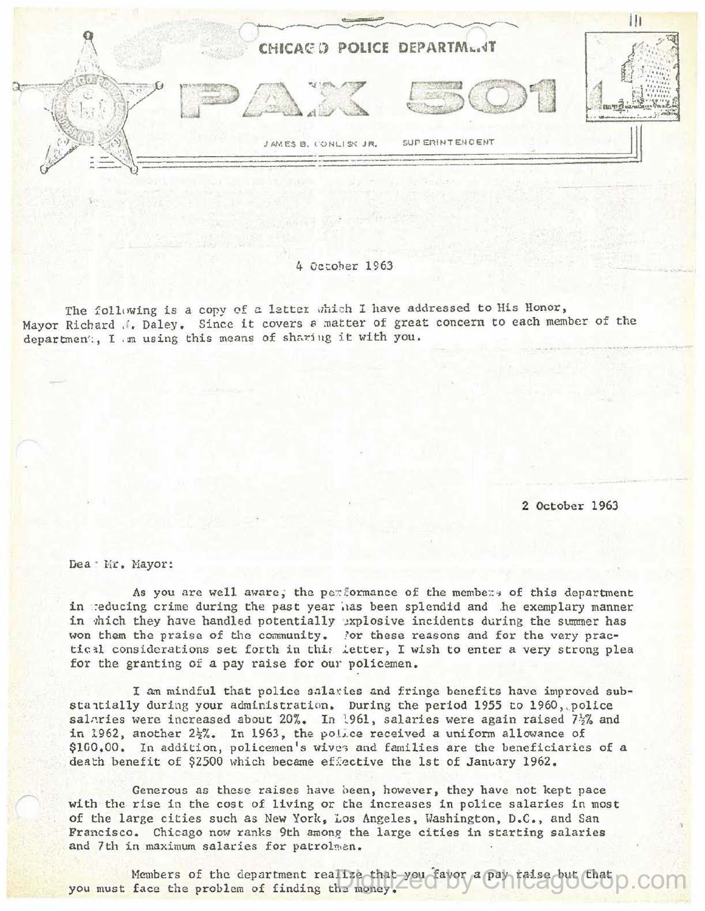# CHICAGO POLICE DEPARTMENT

# PAX 501

JAMES B. CONLISK JR. SUPERINTENDENT

4 October 1963

The following is a copy of a letter which I have addressed to His Honor, Mayor Richard J. Daley. Since it covers a matter of great concern to each member of the department, I am using this means of sharing it with you.

2 October 1963

Dear Mr. Mayor:

As you are well aware, the performance of the members of this department in reducing crime during the past year has been splendid and the exemplary manner in which they have handled potentially explosive incidents during the summer has won them the praise of the community. For these reasons and for the very practical considerations set forth in this letter, I wish to enter a very strong plea for the granting of a pay raise for our policemen.

I am mindful that police salaries and fringe benefits have improved substantially during your administration. During the period 1955 to 1960, police salaries were increased about 20%. In 1961, salaries were again raised 7½% and in 1962, another 2½%. In 1963, the police received a uniform allowance of $100.00. In addition, policemen's wives and families are the beneficiaries of a death benefit of $2500 which became effective the 1st of January 1962.

Generous as these raises have been, however, they have not kept pace with the rise in the cost of living or the increases in police salaries in most of the large cities such as New York, Los Angeles, Washington, D.C., and San Francisco. Chicago now ranks 9th among the large cities in starting salaries and 7th in maximum salaries for patrolmen.

Members of the department realize that you favor a pay raise but that you must face the problem of finding the money.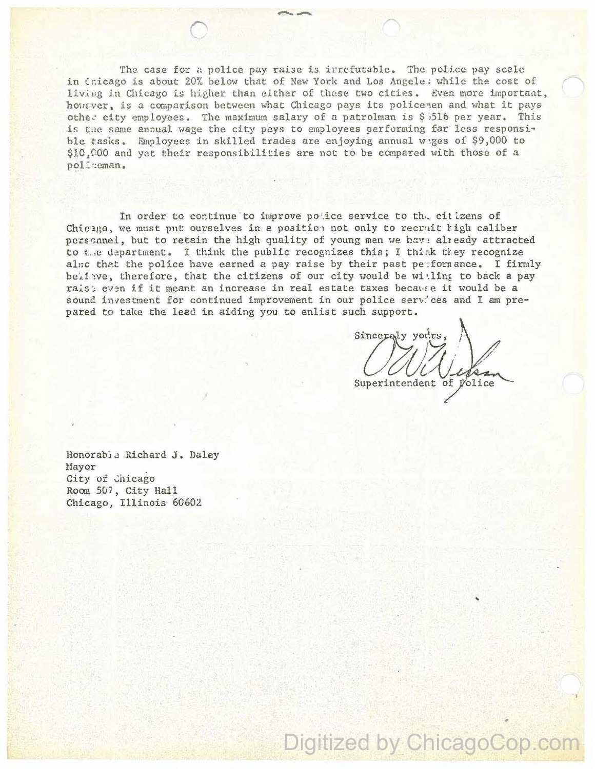The case for a police pay raise is irrefutable. The police pay scale in Chicago is about 20% below that of New York and Los Angeles while the cost of living in Chicago is higher than either of these two cities. Even more important, however, is a comparison between what Chicago pays its policemen and what it pays other city employees. The maximum salary of a patrolman is $6516 per year. This is the same annual wage the city pays to employees performing far less responsible tasks. Employees in skilled trades are enjoying annual wages of $9,000 to $10,000 and yet their responsibilities are not to be compared with those of a policeman.

In order to continue to improve police service to the citizens of Chicago, we must put ourselves in a position not only to recruit high caliber personnel, but to retain the high quality of young men we have already attracted to the department. I think the public recognizes this; I think they recognize also that the police have earned a pay raise by their past performance. I firmly believe, therefore, that the citizens of our city would be willing to back a pay raise even if it meant an increase in real estate taxes because it would be a sound investment for continued improvement in our police services and I am prepared to take the lead in aiding you to enlist such support.

Sincerely yours,

O.W. Wilson

Superintendent of Police

Honorable Richard J. Daley
Mayor
City of Chicago
Room 507, City Hall
Chicago, Illinois 60602

Digitized by ChicagoCop.com